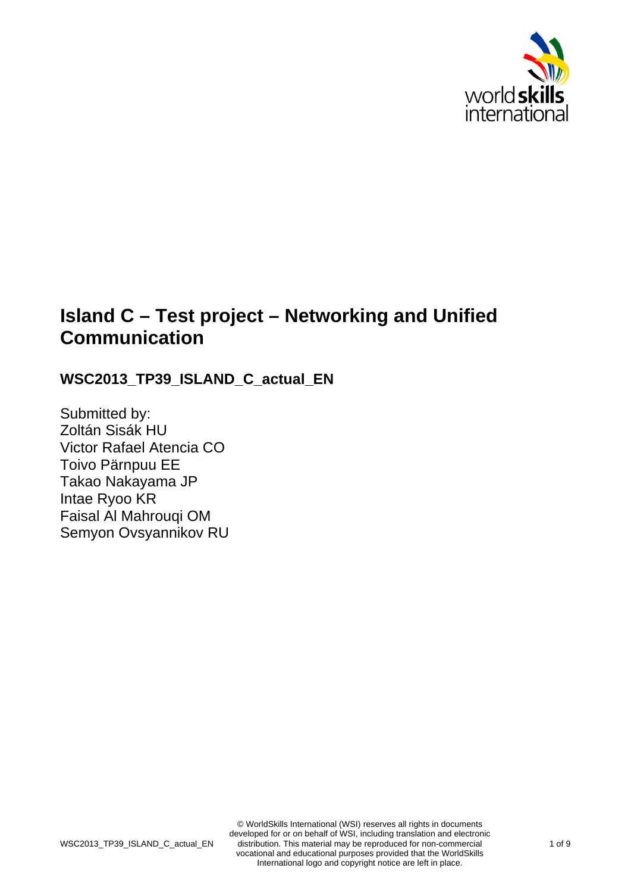# Island C – Test project – Networking and Unified Communication

## WSC2013_TP39_ISLAND_C_actual_EN

Submitted by:
Zoltán Sisák HU
Victor Rafael Atencia CO
Toivo Pärnpuu EE
Takao Nakayama JP
Intae Ryoo KR
Faisal Al Mahrouqi OM
Semyon Ovsyannikov RU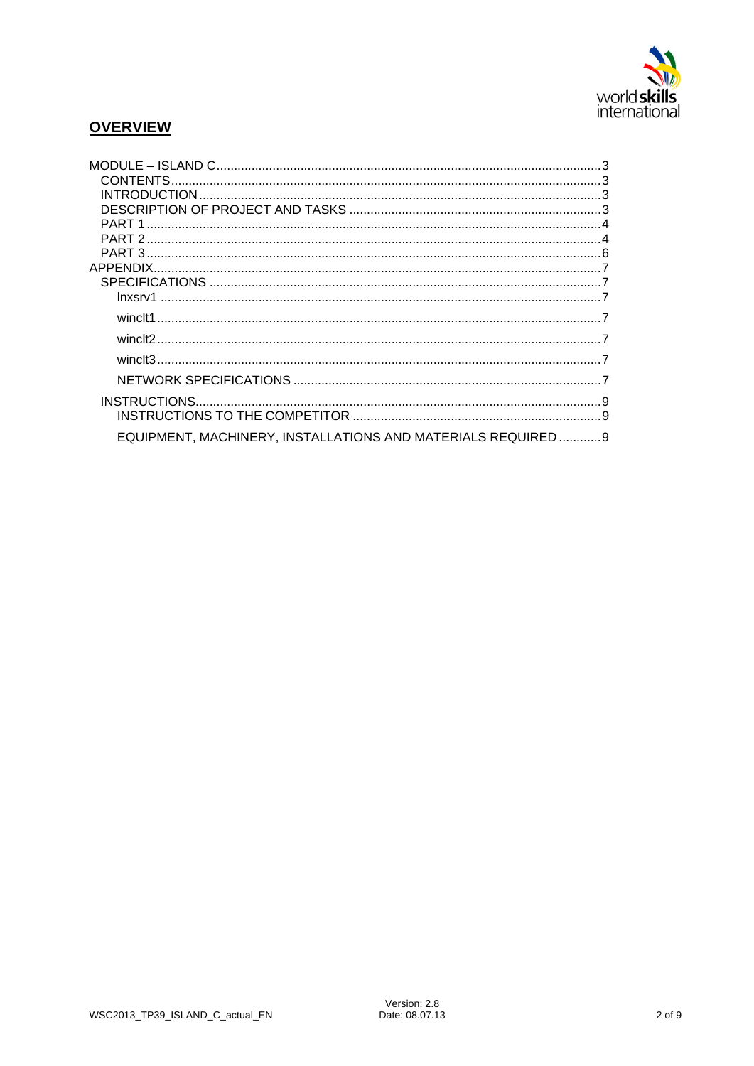## OVERVIEW

- MODULE – ISLAND C ........ 3
  - CONTENTS ........ 3
  - INTRODUCTION ........ 3
  - DESCRIPTION OF PROJECT AND TASKS ........ 3
  - PART 1 ........ 4
  - PART 2 ........ 4
  - PART 3 ........ 6
- APPENDIX ........ 7
  - SPECIFICATIONS ........ 7
    - lnxsrv1 ........ 7
    - winclt1 ........ 7
    - winclt2 ........ 7
    - winclt3 ........ 7
    - NETWORK SPECIFICATIONS ........ 7
  - INSTRUCTIONS ........ 9
    - INSTRUCTIONS TO THE COMPETITOR ........ 9
    - EQUIPMENT, MACHINERY, INSTALLATIONS AND MATERIALS REQUIRED ........ 9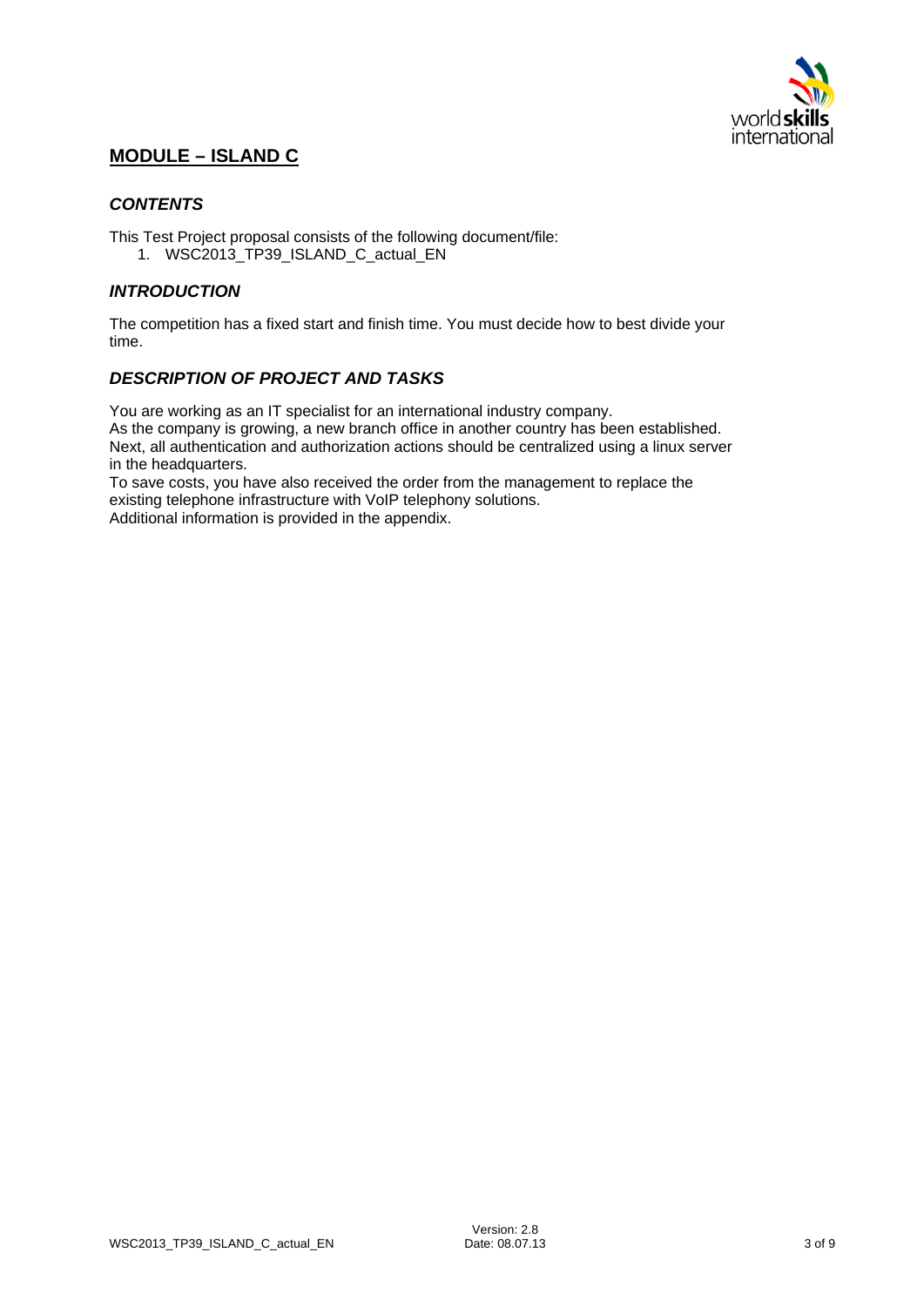## MODULE – ISLAND C

### *CONTENTS*

This Test Project proposal consists of the following document/file:

1. WSC2013_TP39_ISLAND_C_actual_EN

### *INTRODUCTION*

The competition has a fixed start and finish time. You must decide how to best divide your time.

### *DESCRIPTION OF PROJECT AND TASKS*

You are working as an IT specialist for an international industry company.
As the company is growing, a new branch office in another country has been established.
Next, all authentication and authorization actions should be centralized using a linux server in the headquarters.
To save costs, you have also received the order from the management to replace the existing telephone infrastructure with VoIP telephony solutions.
Additional information is provided in the appendix.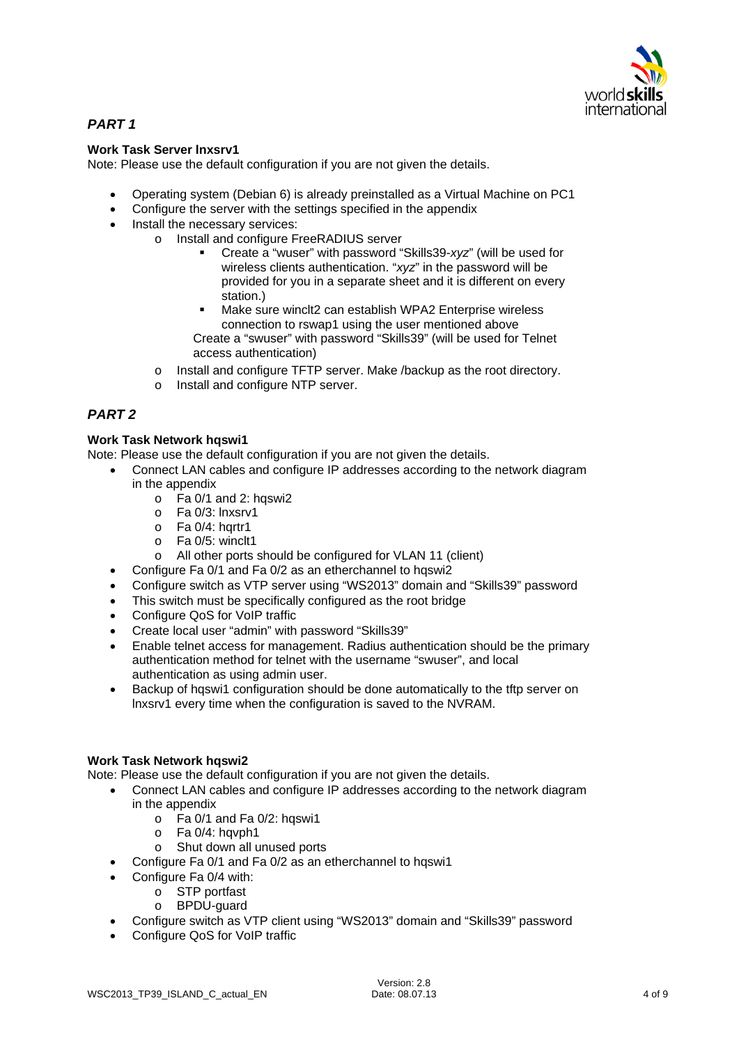## *PART 1*

**Work Task Server lnxsrv1**

Note: Please use the default configuration if you are not given the details.

- Operating system (Debian 6) is already preinstalled as a Virtual Machine on PC1
- Configure the server with the settings specified in the appendix
- Install the necessary services:
  - Install and configure FreeRADIUS server
    - Create a “wuser” with password “Skills39-*xyz*” (will be used for wireless clients authentication. “*xyz*” in the password will be provided for you in a separate sheet and it is different on every station.)
    - Make sure winclt2 can establish WPA2 Enterprise wireless connection to rswap1 using the user mentioned above

    Create a “swuser” with password “Skills39” (will be used for Telnet access authentication)
  - Install and configure TFTP server. Make /backup as the root directory.
  - Install and configure NTP server.

## *PART 2*

**Work Task Network hqswi1**

Note: Please use the default configuration if you are not given the details.

- Connect LAN cables and configure IP addresses according to the network diagram in the appendix
  - Fa 0/1 and 2: hqswi2
  - Fa 0/3: lnxsrv1
  - Fa 0/4: hqrtr1
  - Fa 0/5: winclt1
  - All other ports should be configured for VLAN 11 (client)
- Configure Fa 0/1 and Fa 0/2 as an etherchannel to hqswi2
- Configure switch as VTP server using “WS2013” domain and “Skills39” password
- This switch must be specifically configured as the root bridge
- Configure QoS for VoIP traffic
- Create local user “admin” with password “Skills39”
- Enable telnet access for management. Radius authentication should be the primary authentication method for telnet with the username “swuser”, and local authentication as using admin user.
- Backup of hqswi1 configuration should be done automatically to the tftp server on lnxsrv1 every time when the configuration is saved to the NVRAM.

**Work Task Network hqswi2**

Note: Please use the default configuration if you are not given the details.

- Connect LAN cables and configure IP addresses according to the network diagram in the appendix
  - Fa 0/1 and Fa 0/2: hqswi1
  - Fa 0/4: hqvph1
  - Shut down all unused ports
- Configure Fa 0/1 and Fa 0/2 as an etherchannel to hqswi1
- Configure Fa 0/4 with:
  - STP portfast
  - BPDU-guard
- Configure switch as VTP client using “WS2013” domain and “Skills39” password
- Configure QoS for VoIP traffic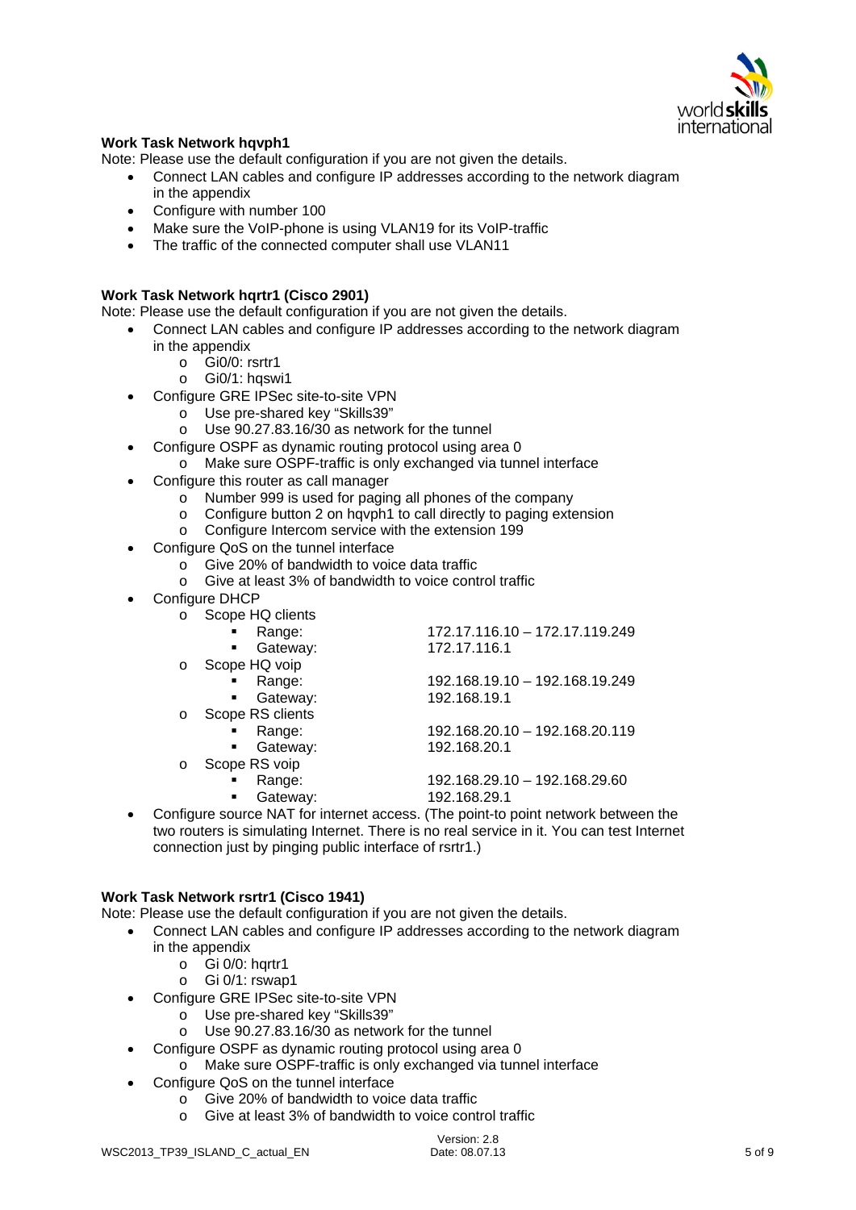**Work Task Network hqvph1**

Note: Please use the default configuration if you are not given the details.

- Connect LAN cables and configure IP addresses according to the network diagram in the appendix
- Configure with number 100
- Make sure the VoIP-phone is using VLAN19 for its VoIP-traffic
- The traffic of the connected computer shall use VLAN11

**Work Task Network hqrtr1 (Cisco 2901)**

Note: Please use the default configuration if you are not given the details.

- Connect LAN cables and configure IP addresses according to the network diagram in the appendix
  - Gi0/0: rsrtr1
  - Gi0/1: hqswi1
- Configure GRE IPSec site-to-site VPN
  - Use pre-shared key "Skills39"
  - Use 90.27.83.16/30 as network for the tunnel
- Configure OSPF as dynamic routing protocol using area 0
  - Make sure OSPF-traffic is only exchanged via tunnel interface
- Configure this router as call manager
  - Number 999 is used for paging all phones of the company
  - Configure button 2 on hqvph1 to call directly to paging extension
  - Configure Intercom service with the extension 199
- Configure QoS on the tunnel interface
  - Give 20% of bandwidth to voice data traffic
  - Give at least 3% of bandwidth to voice control traffic
- Configure DHCP
  - Scope HQ clients
    - Range: 172.17.116.10 – 172.17.119.249
    - Gateway: 172.17.116.1
  - Scope HQ voip
    - Range: 192.168.19.10 – 192.168.19.249
    - Gateway: 192.168.19.1
  - Scope RS clients
    - Range: 192.168.20.10 – 192.168.20.119
    - Gateway: 192.168.20.1
  - Scope RS voip
    - Range: 192.168.29.10 – 192.168.29.60
    - Gateway: 192.168.29.1
- Configure source NAT for internet access. (The point-to point network between the two routers is simulating Internet. There is no real service in it. You can test Internet connection just by pinging public interface of rsrtr1.)

**Work Task Network rsrtr1 (Cisco 1941)**

Note: Please use the default configuration if you are not given the details.

- Connect LAN cables and configure IP addresses according to the network diagram in the appendix
  - Gi 0/0: hqrtr1
  - Gi 0/1: rswap1
- Configure GRE IPSec site-to-site VPN
  - Use pre-shared key "Skills39"
  - Use 90.27.83.16/30 as network for the tunnel
- Configure OSPF as dynamic routing protocol using area 0
  - Make sure OSPF-traffic is only exchanged via tunnel interface
- Configure QoS on the tunnel interface
  - Give 20% of bandwidth to voice data traffic
  - Give at least 3% of bandwidth to voice control traffic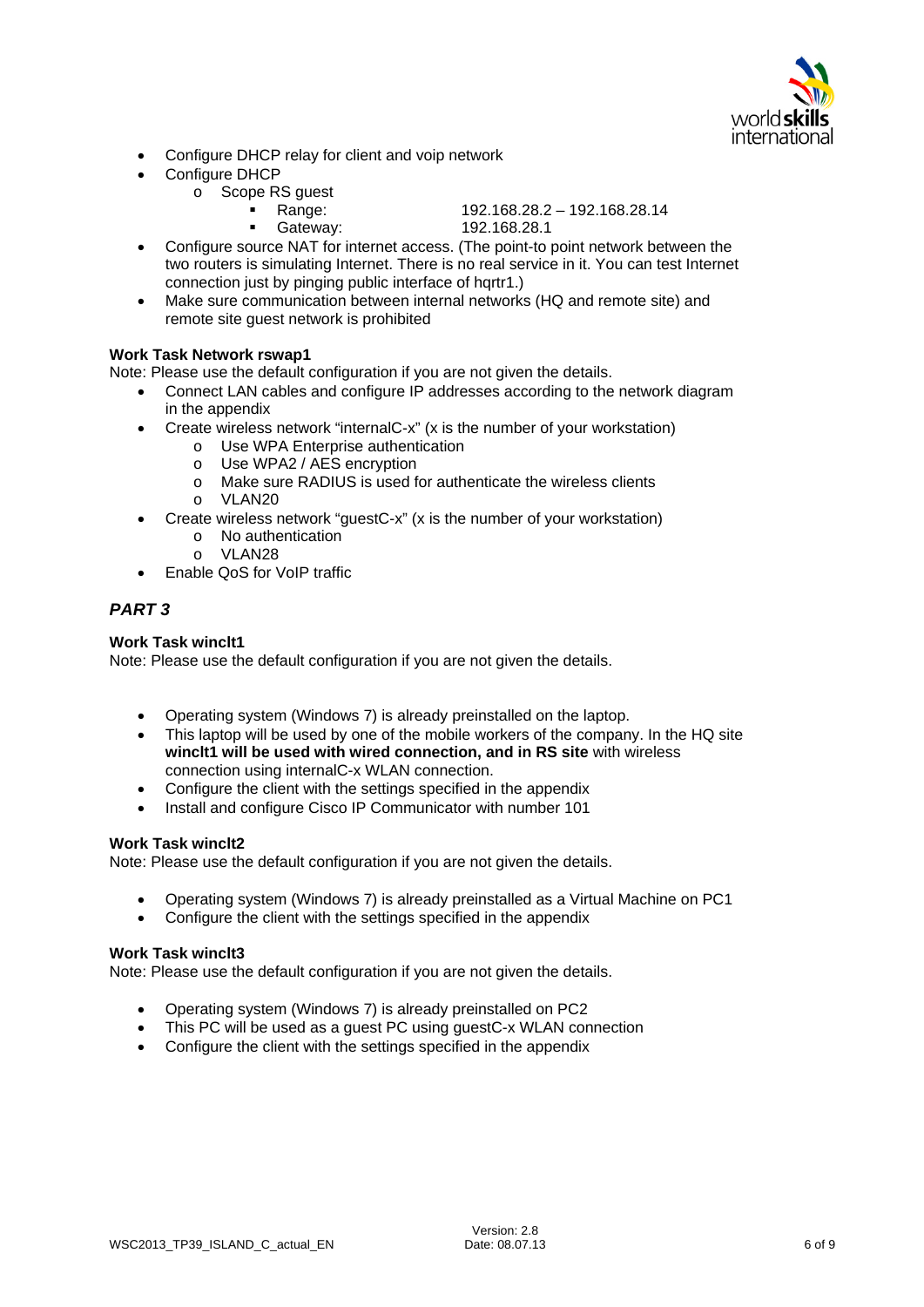- Configure DHCP relay for client and voip network
- Configure DHCP
  - Scope RS guest
    - Range: 192.168.28.2 – 192.168.28.14
    - Gateway: 192.168.28.1
- Configure source NAT for internet access. (The point-to point network between the two routers is simulating Internet. There is no real service in it. You can test Internet connection just by pinging public interface of hqrtr1.)
- Make sure communication between internal networks (HQ and remote site) and remote site guest network is prohibited

**Work Task Network rswap1**

Note: Please use the default configuration if you are not given the details.

- Connect LAN cables and configure IP addresses according to the network diagram in the appendix
- Create wireless network "internalC-x" (x is the number of your workstation)
  - Use WPA Enterprise authentication
  - Use WPA2 / AES encryption
  - Make sure RADIUS is used for authenticate the wireless clients
  - VLAN20
- Create wireless network "guestC-x" (x is the number of your workstation)
  - No authentication
  - VLAN28
- Enable QoS for VoIP traffic

## *PART 3*

**Work Task winclt1**

Note: Please use the default configuration if you are not given the details.

- Operating system (Windows 7) is already preinstalled on the laptop.
- This laptop will be used by one of the mobile workers of the company. In the HQ site **winclt1 will be used with wired connection, and in RS site** with wireless connection using internalC-x WLAN connection.
- Configure the client with the settings specified in the appendix
- Install and configure Cisco IP Communicator with number 101

**Work Task winclt2**

Note: Please use the default configuration if you are not given the details.

- Operating system (Windows 7) is already preinstalled as a Virtual Machine on PC1
- Configure the client with the settings specified in the appendix

**Work Task winclt3**

Note: Please use the default configuration if you are not given the details.

- Operating system (Windows 7) is already preinstalled on PC2
- This PC will be used as a guest PC using guestC-x WLAN connection
- Configure the client with the settings specified in the appendix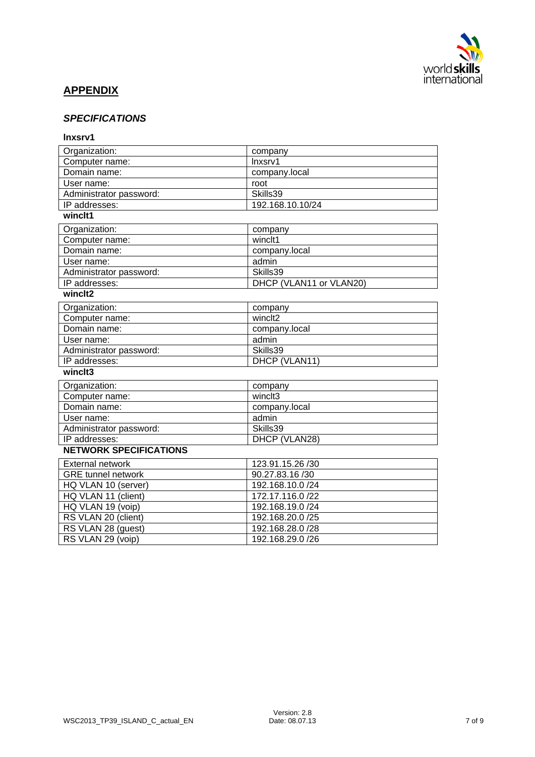## APPENDIX

### *SPECIFICATIONS*

**lnxsrv1**

| | |
|---|---|
| Organization: | company |
| Computer name: | lnxsrv1 |
| Domain name: | company.local |
| User name: | root |
| Administrator password: | Skills39 |
| IP addresses: | 192.168.10.10/24 |

**winclt1**

| | |
|---|---|
| Organization: | company |
| Computer name: | winclt1 |
| Domain name: | company.local |
| User name: | admin |
| Administrator password: | Skills39 |
| IP addresses: | DHCP (VLAN11 or VLAN20) |

**winclt2**

| | |
|---|---|
| Organization: | company |
| Computer name: | winclt2 |
| Domain name: | company.local |
| User name: | admin |
| Administrator password: | Skills39 |
| IP addresses: | DHCP (VLAN11) |

**winclt3**

| | |
|---|---|
| Organization: | company |
| Computer name: | winclt3 |
| Domain name: | company.local |
| User name: | admin |
| Administrator password: | Skills39 |
| IP addresses: | DHCP (VLAN28) |

**NETWORK SPECIFICATIONS**

| | |
|---|---|
| External network | 123.91.15.26 /30 |
| GRE tunnel network | 90.27.83.16 /30 |
| HQ VLAN 10 (server) | 192.168.10.0 /24 |
| HQ VLAN 11 (client) | 172.17.116.0 /22 |
| HQ VLAN 19 (voip) | 192.168.19.0 /24 |
| RS VLAN 20 (client) | 192.168.20.0 /25 |
| RS VLAN 28 (guest) | 192.168.28.0 /28 |
| RS VLAN 29 (voip) | 192.168.29.0 /26 |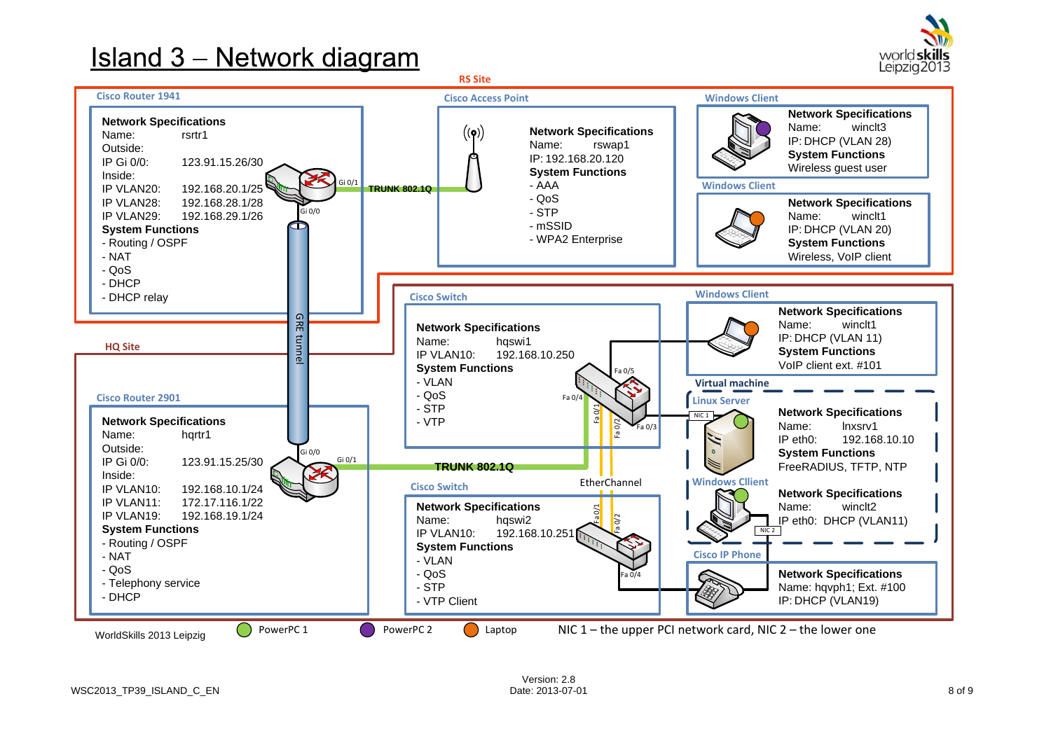# Island 3 – Network diagram

## RS Site

### Cisco Router 1941

**Network Specifications**
Name: rsrtr1
Outside:
IP Gi 0/0: 123.91.15.26/30
Inside:
IP VLAN20: 192.168.20.1/25
IP VLAN28: 192.168.28.1/28
IP VLAN29: 192.168.29.1/26
**System Functions**
- Routing / OSPF
- NAT
- QoS
- DHCP
- DHCP relay

Gi 0/1 — TRUNK 802.1Q — Cisco Access Point
Gi 0/0 — GRE tunnel — hqrtr1 Gi 0/0

### Cisco Access Point

**Network Specifications**
Name: rswap1
IP: 192.168.20.120
**System Functions**
- AAA
- QoS
- STP
- mSSID
- WPA2 Enterprise

### Windows Client

**Network Specifications**
Name: winclt3
IP: DHCP (VLAN 28)
**System Functions**
Wireless guest user

### Windows Client

**Network Specifications**
Name: winclt1
IP: DHCP (VLAN 20)
**System Functions**
Wireless, VoIP client

## HQ Site

### Cisco Router 2901

**Network Specifications**
Name: hqrtr1
Outside:
IP Gi 0/0: 123.91.15.25/30
Inside:
IP VLAN10: 192.168.10.1/24
IP VLAN11: 172.17.116.1/22
IP VLAN19: 192.168.19.1/24
**System Functions**
- Routing / OSPF
- NAT
- QoS
- Telephony service
- DHCP

Gi 0/1 — TRUNK 802.1Q — hqswi1 Fa 0/4

### Cisco Switch

**Network Specifications**
Name: hqswi1
IP VLAN10: 192.168.10.250
**System Functions**
- VLAN
- QoS
- STP
- VTP

Ports: Fa 0/5 (Windows Client winclt1), Fa 0/3 (Linux Server NIC 1), Fa 0/4 (hqrtr1), Fa 0/1, Fa 0/2 (EtherChannel to hqswi2)

### Cisco Switch

**Network Specifications**
Name: hqswi2
IP VLAN10: 192.168.10.251
**System Functions**
- VLAN
- QoS
- STP
- VTP Client

Ports: Fa 0/1, Fa 0/2 (EtherChannel), Fa 0/4 (Cisco IP Phone)

### Windows Client

**Network Specifications**
Name: winclt1
IP: DHCP (VLAN 11)
**System Functions**
VoIP client ext. #101

### Virtual machine

#### Linux Server

**Network Specifications**
Name: lnxsrv1
IP eth0: 192.168.10.10
**System Functions**
FreeRADIUS, TFTP, NTP

#### Windows Cllient

**Network Specifications**
Name: winclt2
IP eth0: DHCP (VLAN11)

### Cisco IP Phone

**Network Specifications**
Name: hqvph1; Ext. #100
IP: DHCP (VLAN19)

WorldSkills 2013 Leipzig

Legend: PowerPC 1 (green), PowerPC 2 (purple), Laptop (orange)

NIC 1 – the upper PCI network card, NIC 2 – the lower one

WSC2013_TP39_ISLAND_C_EN — Version: 2.8 — Date: 2013-07-01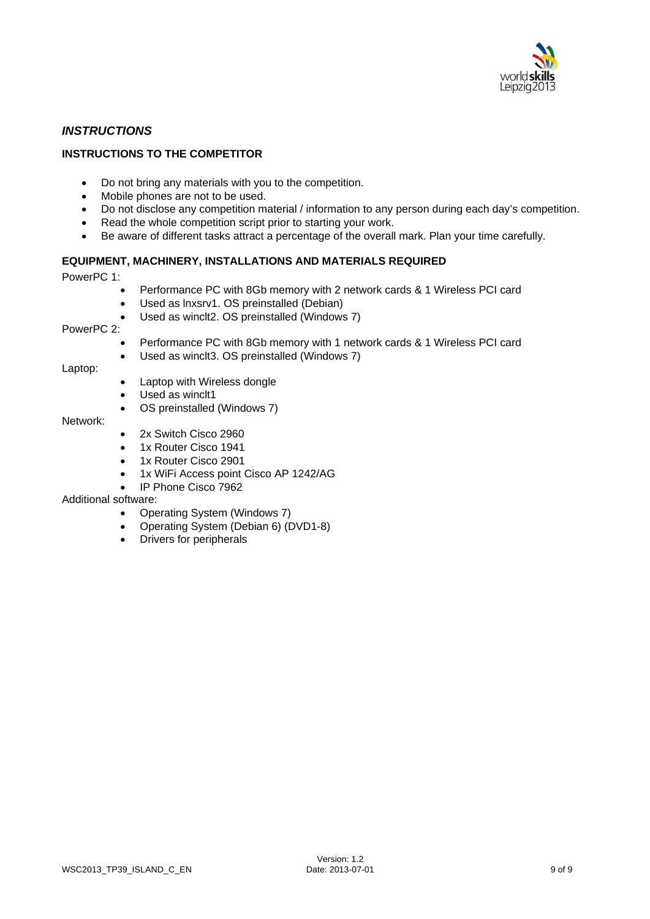## *INSTRUCTIONS*

### INSTRUCTIONS TO THE COMPETITOR

- Do not bring any materials with you to the competition.
- Mobile phones are not to be used.
- Do not disclose any competition material / information to any person during each day's competition.
- Read the whole competition script prior to starting your work.
- Be aware of different tasks attract a percentage of the overall mark. Plan your time carefully.

### EQUIPMENT, MACHINERY, INSTALLATIONS AND MATERIALS REQUIRED

PowerPC 1:

- Performance PC with 8Gb memory with 2 network cards & 1 Wireless PCI card
- Used as lnxsrv1. OS preinstalled (Debian)
- Used as winclt2. OS preinstalled (Windows 7)

PowerPC 2:

- Performance PC with 8Gb memory with 1 network cards & 1 Wireless PCI card
- Used as winclt3. OS preinstalled (Windows 7)

Laptop:

- Laptop with Wireless dongle
- Used as winclt1
- OS preinstalled (Windows 7)

Network:

- 2x Switch Cisco 2960
- 1x Router Cisco 1941
- 1x Router Cisco 2901
- 1x WiFi Access point Cisco AP 1242/AG
- IP Phone Cisco 7962

Additional software:

- Operating System (Windows 7)
- Operating System (Debian 6) (DVD1-8)
- Drivers for peripherals